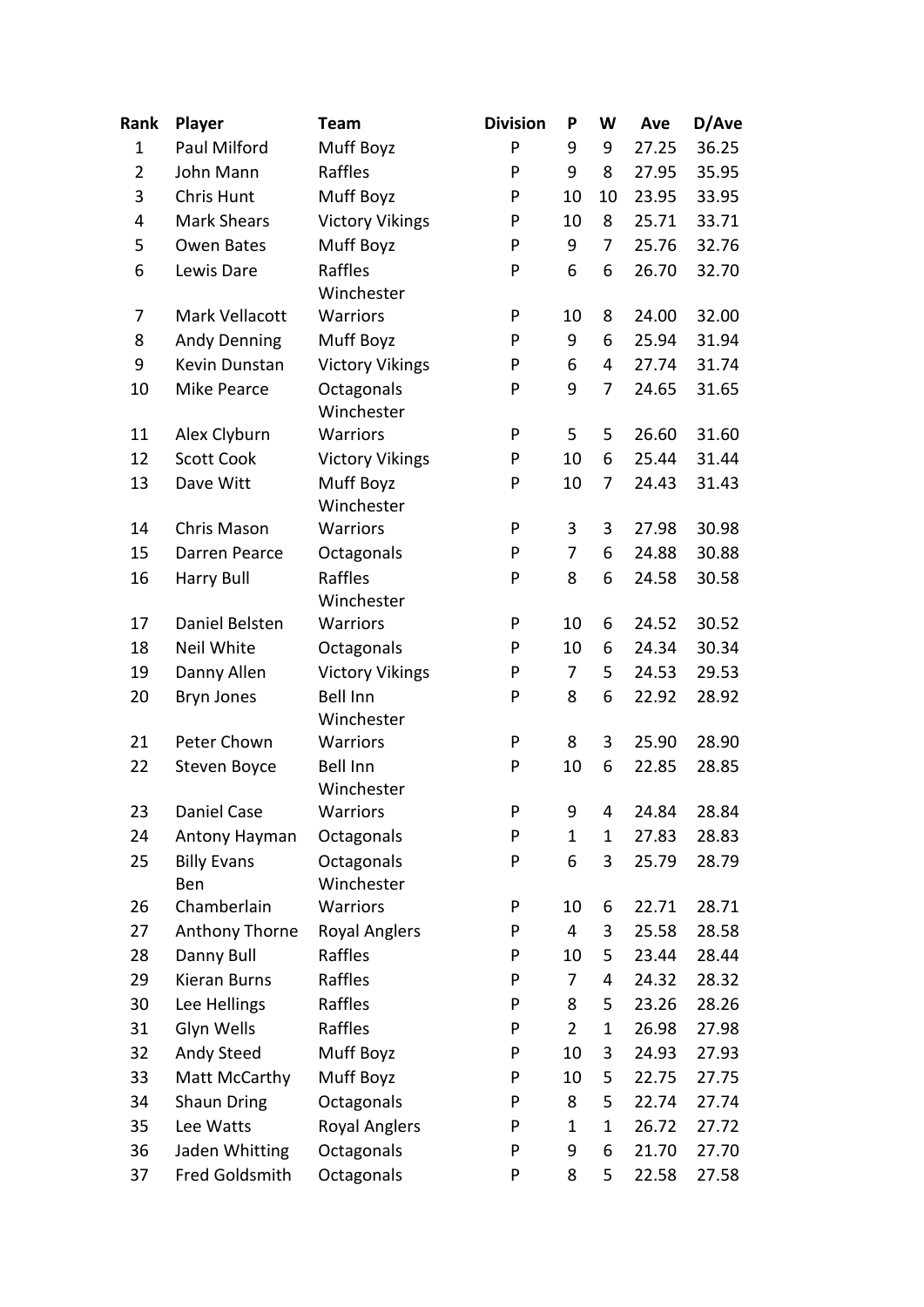| Rank | Player | Team | Division | P | W | Ave | D/Ave |
|---|---|---|---|---|---|---|---|
| 1 | Paul Milford | Muff Boyz | P | 9 | 9 | 27.25 | 36.25 |
| 2 | John Mann | Raffles | P | 9 | 8 | 27.95 | 35.95 |
| 3 | Chris Hunt | Muff Boyz | P | 10 | 10 | 23.95 | 33.95 |
| 4 | Mark Shears | Victory Vikings | P | 10 | 8 | 25.71 | 33.71 |
| 5 | Owen Bates | Muff Boyz | P | 9 | 7 | 25.76 | 32.76 |
| 6 | Lewis Dare | Raffles | P | 6 | 6 | 26.70 | 32.70 |
| 7 | Mark Vellacott | Winchester Warriors | P | 10 | 8 | 24.00 | 32.00 |
| 8 | Andy Denning | Muff Boyz | P | 9 | 6 | 25.94 | 31.94 |
| 9 | Kevin Dunstan | Victory Vikings | P | 6 | 4 | 27.74 | 31.74 |
| 10 | Mike Pearce | Octagonals | P | 9 | 7 | 24.65 | 31.65 |
| 11 | Alex Clyburn | Winchester Warriors | P | 5 | 5 | 26.60 | 31.60 |
| 12 | Scott Cook | Victory Vikings | P | 10 | 6 | 25.44 | 31.44 |
| 13 | Dave Witt | Muff Boyz | P | 10 | 7 | 24.43 | 31.43 |
| 14 | Chris Mason | Winchester Warriors | P | 3 | 3 | 27.98 | 30.98 |
| 15 | Darren Pearce | Octagonals | P | 7 | 6 | 24.88 | 30.88 |
| 16 | Harry Bull | Raffles | P | 8 | 6 | 24.58 | 30.58 |
| 17 | Daniel Belsten | Winchester Warriors | P | 10 | 6 | 24.52 | 30.52 |
| 18 | Neil White | Octagonals | P | 10 | 6 | 24.34 | 30.34 |
| 19 | Danny Allen | Victory Vikings | P | 7 | 5 | 24.53 | 29.53 |
| 20 | Bryn Jones | Bell Inn | P | 8 | 6 | 22.92 | 28.92 |
| 21 | Peter Chown | Winchester Warriors | P | 8 | 3 | 25.90 | 28.90 |
| 22 | Steven Boyce | Bell Inn | P | 10 | 6 | 22.85 | 28.85 |
| 23 | Daniel Case | Winchester Warriors | P | 9 | 4 | 24.84 | 28.84 |
| 24 | Antony Hayman | Octagonals | P | 1 | 1 | 27.83 | 28.83 |
| 25 | Billy Evans | Octagonals | P | 6 | 3 | 25.79 | 28.79 |
| 26 | Ben Chamberlain | Winchester Warriors | P | 10 | 6 | 22.71 | 28.71 |
| 27 | Anthony Thorne | Royal Anglers | P | 4 | 3 | 25.58 | 28.58 |
| 28 | Danny Bull | Raffles | P | 10 | 5 | 23.44 | 28.44 |
| 29 | Kieran Burns | Raffles | P | 7 | 4 | 24.32 | 28.32 |
| 30 | Lee Hellings | Raffles | P | 8 | 5 | 23.26 | 28.26 |
| 31 | Glyn Wells | Raffles | P | 2 | 1 | 26.98 | 27.98 |
| 32 | Andy Steed | Muff Boyz | P | 10 | 3 | 24.93 | 27.93 |
| 33 | Matt McCarthy | Muff Boyz | P | 10 | 5 | 22.75 | 27.75 |
| 34 | Shaun Dring | Octagonals | P | 8 | 5 | 22.74 | 27.74 |
| 35 | Lee Watts | Royal Anglers | P | 1 | 1 | 26.72 | 27.72 |
| 36 | Jaden Whitting | Octagonals | P | 9 | 6 | 21.70 | 27.70 |
| 37 | Fred Goldsmith | Octagonals | P | 8 | 5 | 22.58 | 27.58 |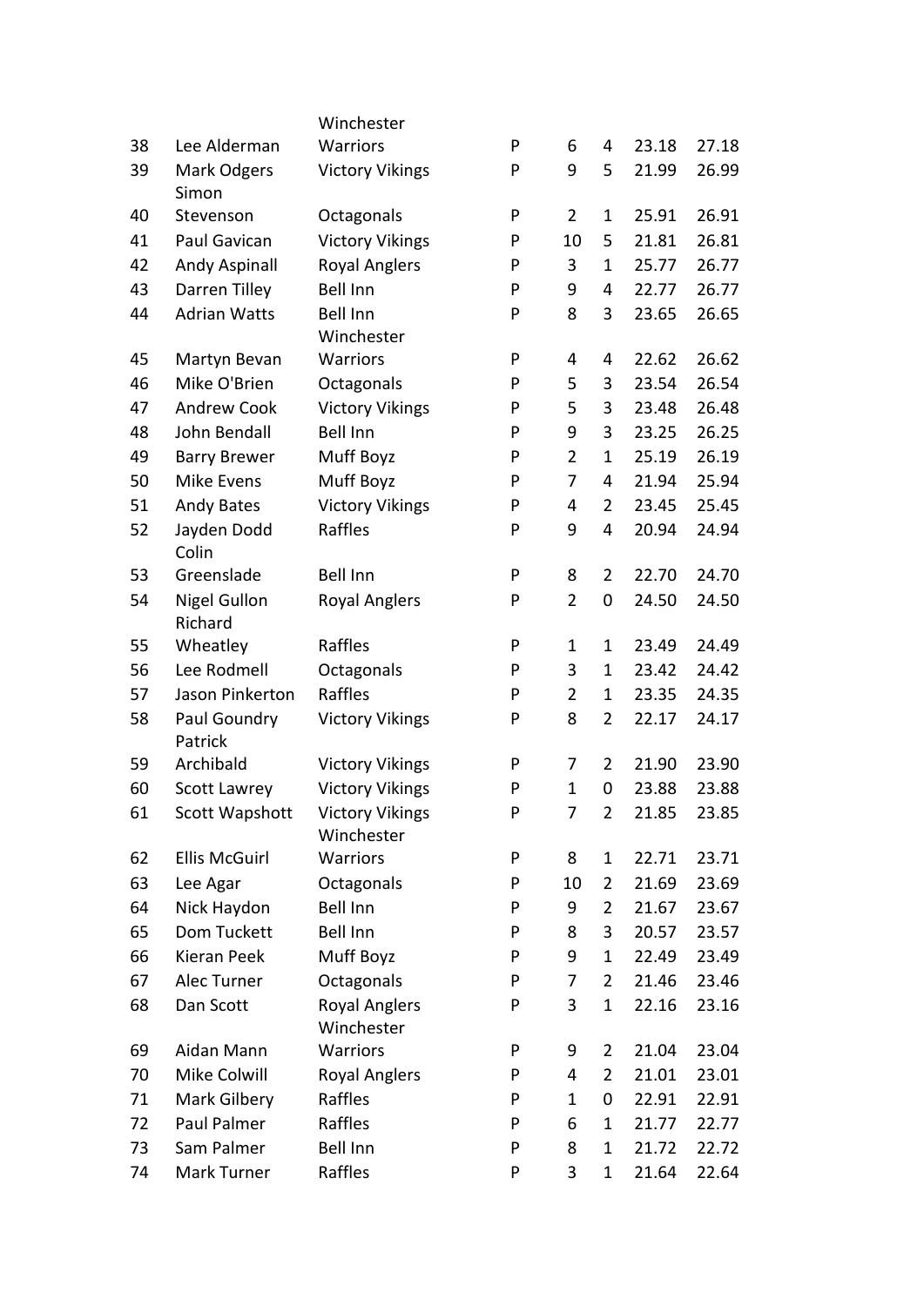| | | | | | | | |
|---|---|---|---|---|---|---|---|
| 38 | Lee Alderman | Winchester Warriors | P | 6 | 4 | 23.18 | 27.18 |
| 39 | Mark Odgers | Victory Vikings | P | 9 | 5 | 21.99 | 26.99 |
| 40 | Simon Stevenson | Octagonals | P | 2 | 1 | 25.91 | 26.91 |
| 41 | Paul Gavican | Victory Vikings | P | 10 | 5 | 21.81 | 26.81 |
| 42 | Andy Aspinall | Royal Anglers | P | 3 | 1 | 25.77 | 26.77 |
| 43 | Darren Tilley | Bell Inn | P | 9 | 4 | 22.77 | 26.77 |
| 44 | Adrian Watts | Bell Inn | P | 8 | 3 | 23.65 | 26.65 |
| 45 | Martyn Bevan | Winchester Warriors | P | 4 | 4 | 22.62 | 26.62 |
| 46 | Mike O'Brien | Octagonals | P | 5 | 3 | 23.54 | 26.54 |
| 47 | Andrew Cook | Victory Vikings | P | 5 | 3 | 23.48 | 26.48 |
| 48 | John Bendall | Bell Inn | P | 9 | 3 | 23.25 | 26.25 |
| 49 | Barry Brewer | Muff Boyz | P | 2 | 1 | 25.19 | 26.19 |
| 50 | Mike Evens | Muff Boyz | P | 7 | 4 | 21.94 | 25.94 |
| 51 | Andy Bates | Victory Vikings | P | 4 | 2 | 23.45 | 25.45 |
| 52 | Jayden Dodd | Raffles | P | 9 | 4 | 20.94 | 24.94 |
| 53 | Colin Greenslade | Bell Inn | P | 8 | 2 | 22.70 | 24.70 |
| 54 | Nigel Gullon | Royal Anglers | P | 2 | 0 | 24.50 | 24.50 |
| 55 | Richard Wheatley | Raffles | P | 1 | 1 | 23.49 | 24.49 |
| 56 | Lee Rodmell | Octagonals | P | 3 | 1 | 23.42 | 24.42 |
| 57 | Jason Pinkerton | Raffles | P | 2 | 1 | 23.35 | 24.35 |
| 58 | Paul Goundry | Victory Vikings | P | 8 | 2 | 22.17 | 24.17 |
| 59 | Patrick Archibald | Victory Vikings | P | 7 | 2 | 21.90 | 23.90 |
| 60 | Scott Lawrey | Victory Vikings | P | 1 | 0 | 23.88 | 23.88 |
| 61 | Scott Wapshott | Victory Vikings | P | 7 | 2 | 21.85 | 23.85 |
| 62 | Ellis McGuirl | Winchester Warriors | P | 8 | 1 | 22.71 | 23.71 |
| 63 | Lee Agar | Octagonals | P | 10 | 2 | 21.69 | 23.69 |
| 64 | Nick Haydon | Bell Inn | P | 9 | 2 | 21.67 | 23.67 |
| 65 | Dom Tuckett | Bell Inn | P | 8 | 3 | 20.57 | 23.57 |
| 66 | Kieran Peek | Muff Boyz | P | 9 | 1 | 22.49 | 23.49 |
| 67 | Alec Turner | Octagonals | P | 7 | 2 | 21.46 | 23.46 |
| 68 | Dan Scott | Royal Anglers | P | 3 | 1 | 22.16 | 23.16 |
| 69 | Aidan Mann | Winchester Warriors | P | 9 | 2 | 21.04 | 23.04 |
| 70 | Mike Colwill | Royal Anglers | P | 4 | 2 | 21.01 | 23.01 |
| 71 | Mark Gilbery | Raffles | P | 1 | 0 | 22.91 | 22.91 |
| 72 | Paul Palmer | Raffles | P | 6 | 1 | 21.77 | 22.77 |
| 73 | Sam Palmer | Bell Inn | P | 8 | 1 | 21.72 | 22.72 |
| 74 | Mark Turner | Raffles | P | 3 | 1 | 21.64 | 22.64 |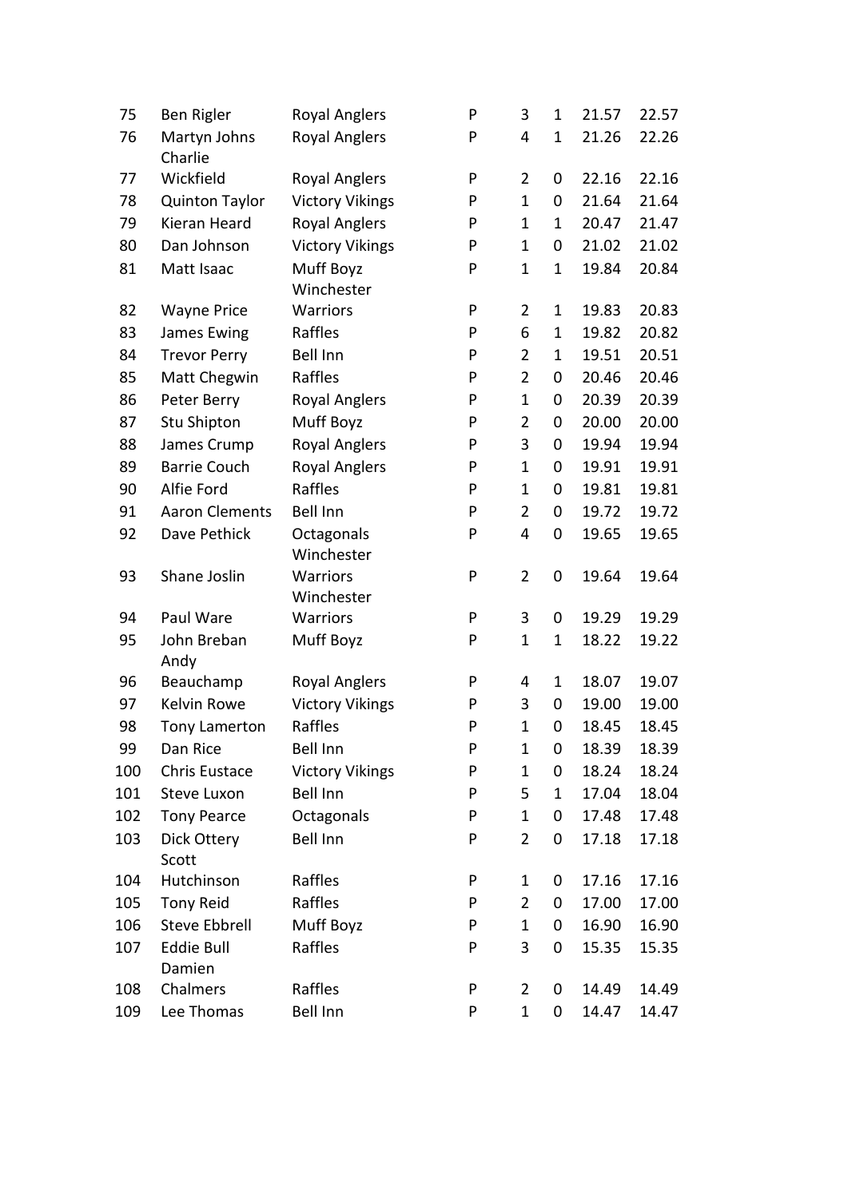| | | | | | | | |
|---|---|---|---|---|---|---|---|
| 75 | Ben Rigler | Royal Anglers | P | 3 | 1 | 21.57 | 22.57 |
| 76 | Martyn Johns | Royal Anglers | P | 4 | 1 | 21.26 | 22.26 |
| 77 | Charlie Wickfield | Royal Anglers | P | 2 | 0 | 22.16 | 22.16 |
| 78 | Quinton Taylor | Victory Vikings | P | 1 | 0 | 21.64 | 21.64 |
| 79 | Kieran Heard | Royal Anglers | P | 1 | 1 | 20.47 | 21.47 |
| 80 | Dan Johnson | Victory Vikings | P | 1 | 0 | 21.02 | 21.02 |
| 81 | Matt Isaac | Muff Boyz | P | 1 | 1 | 19.84 | 20.84 |
| 82 | Wayne Price | Winchester Warriors | P | 2 | 1 | 19.83 | 20.83 |
| 83 | James Ewing | Raffles | P | 6 | 1 | 19.82 | 20.82 |
| 84 | Trevor Perry | Bell Inn | P | 2 | 1 | 19.51 | 20.51 |
| 85 | Matt Chegwin | Raffles | P | 2 | 0 | 20.46 | 20.46 |
| 86 | Peter Berry | Royal Anglers | P | 1 | 0 | 20.39 | 20.39 |
| 87 | Stu Shipton | Muff Boyz | P | 2 | 0 | 20.00 | 20.00 |
| 88 | James Crump | Royal Anglers | P | 3 | 0 | 19.94 | 19.94 |
| 89 | Barrie Couch | Royal Anglers | P | 1 | 0 | 19.91 | 19.91 |
| 90 | Alfie Ford | Raffles | P | 1 | 0 | 19.81 | 19.81 |
| 91 | Aaron Clements | Bell Inn | P | 2 | 0 | 19.72 | 19.72 |
| 92 | Dave Pethick | Octagonals | P | 4 | 0 | 19.65 | 19.65 |
| 93 | Shane Joslin | Winchester Warriors | P | 2 | 0 | 19.64 | 19.64 |
| 94 | Paul Ware | Winchester Warriors | P | 3 | 0 | 19.29 | 19.29 |
| 95 | John Breban | Muff Boyz | P | 1 | 1 | 18.22 | 19.22 |
| 96 | Andy Beauchamp | Royal Anglers | P | 4 | 1 | 18.07 | 19.07 |
| 97 | Kelvin Rowe | Victory Vikings | P | 3 | 0 | 19.00 | 19.00 |
| 98 | Tony Lamerton | Raffles | P | 1 | 0 | 18.45 | 18.45 |
| 99 | Dan Rice | Bell Inn | P | 1 | 0 | 18.39 | 18.39 |
| 100 | Chris Eustace | Victory Vikings | P | 1 | 0 | 18.24 | 18.24 |
| 101 | Steve Luxon | Bell Inn | P | 5 | 1 | 17.04 | 18.04 |
| 102 | Tony Pearce | Octagonals | P | 1 | 0 | 17.48 | 17.48 |
| 103 | Dick Ottery | Bell Inn | P | 2 | 0 | 17.18 | 17.18 |
| 104 | Scott Hutchinson | Raffles | P | 1 | 0 | 17.16 | 17.16 |
| 105 | Tony Reid | Raffles | P | 2 | 0 | 17.00 | 17.00 |
| 106 | Steve Ebbrell | Muff Boyz | P | 1 | 0 | 16.90 | 16.90 |
| 107 | Eddie Bull | Raffles | P | 3 | 0 | 15.35 | 15.35 |
| 108 | Damien Chalmers | Raffles | P | 2 | 0 | 14.49 | 14.49 |
| 109 | Lee Thomas | Bell Inn | P | 1 | 0 | 14.47 | 14.47 |